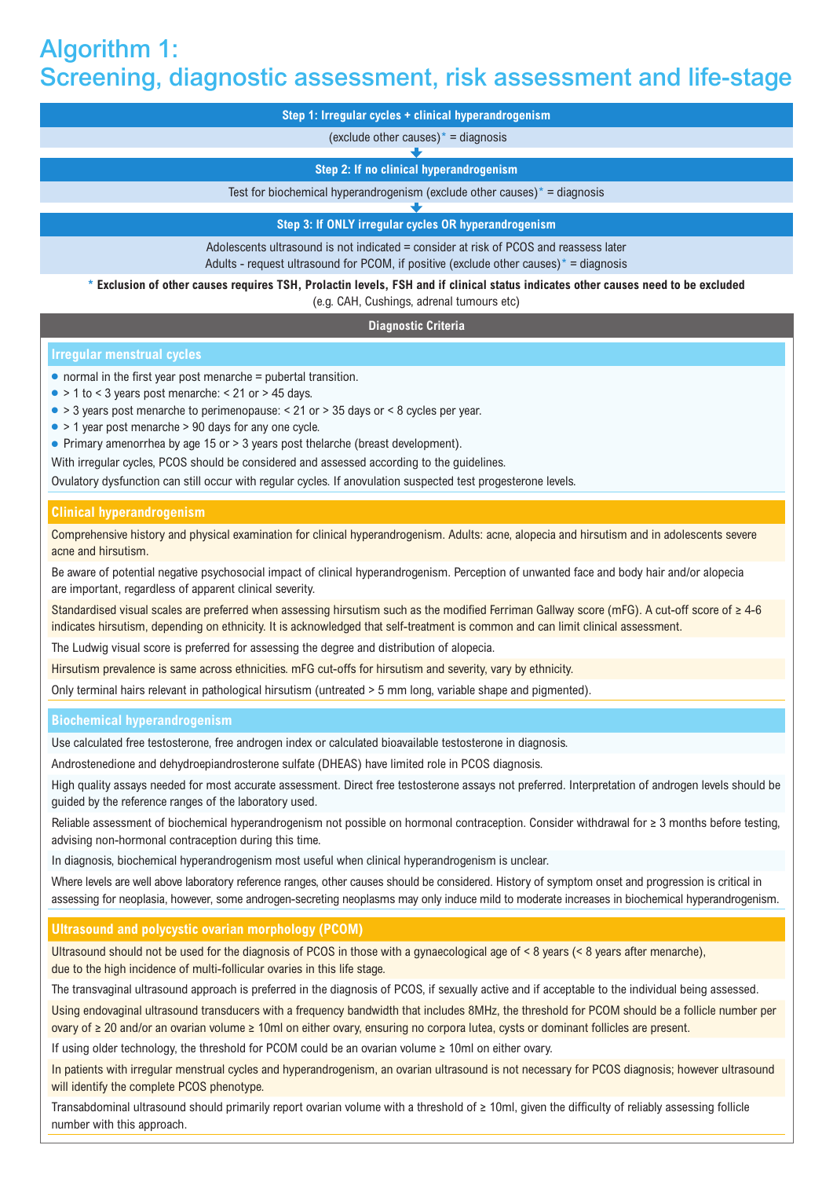# Algorithm 1: Screening, diagnostic assessment, risk assessment and life-stage

**Step 1: Irregular cycles + clinical hyperandrogenism**

(exclude other causes)* = diagnosis

**Step 2: If no clinical hyperandrogenism**

Test for biochemical hyperandrogenism (exclude other causes)* = diagnosis

**Step 3: If ONLY irregular cycles OR hyperandrogenism**

Adolescents ultrasound is not indicated = consider at risk of PCOS and reassess later
Adults - request ultrasound for PCOM, if positive (exclude other causes)* = diagnosis

**\* Exclusion of other causes requires TSH, Prolactin levels, FSH and if clinical status indicates other causes need to be excluded** (e.g. CAH, Cushings, adrenal tumours etc)

## Diagnostic Criteria

### Irregular menstrual cycles

- normal in the first year post menarche = pubertal transition.
- > 1 to < 3 years post menarche: < 21 or > 45 days.
- > 3 years post menarche to perimenopause: < 21 or > 35 days or < 8 cycles per year.
- > 1 year post menarche > 90 days for any one cycle.
- Primary amenorrhea by age 15 or > 3 years post thelarche (breast development).

With irregular cycles, PCOS should be considered and assessed according to the guidelines.

Ovulatory dysfunction can still occur with regular cycles. If anovulation suspected test progesterone levels.

### Clinical hyperandrogenism

Comprehensive history and physical examination for clinical hyperandrogenism. Adults: acne, alopecia and hirsutism and in adolescents severe acne and hirsutism.

Be aware of potential negative psychosocial impact of clinical hyperandrogenism. Perception of unwanted face and body hair and/or alopecia are important, regardless of apparent clinical severity.

Standardised visual scales are preferred when assessing hirsutism such as the modified Ferriman Gallway score (mFG). A cut-off score of ≥ 4-6 indicates hirsutism, depending on ethnicity. It is acknowledged that self-treatment is common and can limit clinical assessment.

The Ludwig visual score is preferred for assessing the degree and distribution of alopecia.

Hirsutism prevalence is same across ethnicities. mFG cut-offs for hirsutism and severity, vary by ethnicity.

Only terminal hairs relevant in pathological hirsutism (untreated > 5 mm long, variable shape and pigmented).

### Biochemical hyperandrogenism

Use calculated free testosterone, free androgen index or calculated bioavailable testosterone in diagnosis.

Androstenedione and dehydroepiandrosterone sulfate (DHEAS) have limited role in PCOS diagnosis.

High quality assays needed for most accurate assessment. Direct free testosterone assays not preferred. Interpretation of androgen levels should be guided by the reference ranges of the laboratory used.

Reliable assessment of biochemical hyperandrogenism not possible on hormonal contraception. Consider withdrawal for ≥ 3 months before testing, advising non-hormonal contraception during this time.

In diagnosis, biochemical hyperandrogenism most useful when clinical hyperandrogenism is unclear.

Where levels are well above laboratory reference ranges, other causes should be considered. History of symptom onset and progression is critical in assessing for neoplasia, however, some androgen-secreting neoplasms may only induce mild to moderate increases in biochemical hyperandrogenism.

### Ultrasound and polycystic ovarian morphology (PCOM)

Ultrasound should not be used for the diagnosis of PCOS in those with a gynaecological age of < 8 years (< 8 years after menarche), due to the high incidence of multi-follicular ovaries in this life stage.

The transvaginal ultrasound approach is preferred in the diagnosis of PCOS, if sexually active and if acceptable to the individual being assessed.

Using endovaginal ultrasound transducers with a frequency bandwidth that includes 8MHz, the threshold for PCOM should be a follicle number per ovary of ≥ 20 and/or an ovarian volume ≥ 10ml on either ovary, ensuring no corpora lutea, cysts or dominant follicles are present.

If using older technology, the threshold for PCOM could be an ovarian volume ≥ 10ml on either ovary.

In patients with irregular menstrual cycles and hyperandrogenism, an ovarian ultrasound is not necessary for PCOS diagnosis; however ultrasound will identify the complete PCOS phenotype.

Transabdominal ultrasound should primarily report ovarian volume with a threshold of ≥ 10ml, given the difficulty of reliably assessing follicle number with this approach.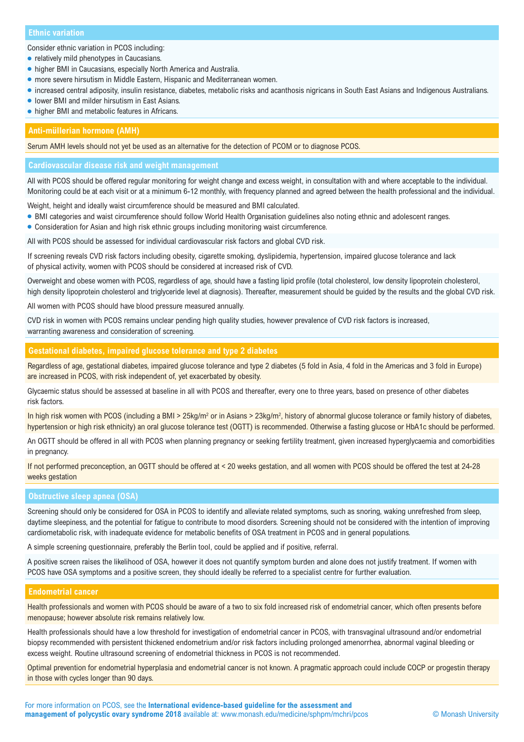## Ethnic variation

Consider ethnic variation in PCOS including:

- relatively mild phenotypes in Caucasians.
- higher BMI in Caucasians, especially North America and Australia.
- more severe hirsutism in Middle Eastern, Hispanic and Mediterranean women.
- increased central adiposity, insulin resistance, diabetes, metabolic risks and acanthosis nigricans in South East Asians and Indigenous Australians.
- lower BMI and milder hirsutism in East Asians.
- higher BMI and metabolic features in Africans.

## Anti-müllerian hormone (AMH)

Serum AMH levels should not yet be used as an alternative for the detection of PCOM or to diagnose PCOS.

## Cardiovascular disease risk and weight management

All with PCOS should be offered regular monitoring for weight change and excess weight, in consultation with and where acceptable to the individual. Monitoring could be at each visit or at a minimum 6-12 monthly, with frequency planned and agreed between the health professional and the individual.

Weight, height and ideally waist circumference should be measured and BMI calculated.

- BMI categories and waist circumference should follow World Health Organisation guidelines also noting ethnic and adolescent ranges.
- Consideration for Asian and high risk ethnic groups including monitoring waist circumference.

All with PCOS should be assessed for individual cardiovascular risk factors and global CVD risk.

If screening reveals CVD risk factors including obesity, cigarette smoking, dyslipidemia, hypertension, impaired glucose tolerance and lack of physical activity, women with PCOS should be considered at increased risk of CVD.

Overweight and obese women with PCOS, regardless of age, should have a fasting lipid profile (total cholesterol, low density lipoprotein cholesterol, high density lipoprotein cholesterol and triglyceride level at diagnosis). Thereafter, measurement should be guided by the results and the global CVD risk.

All women with PCOS should have blood pressure measured annually.

CVD risk in women with PCOS remains unclear pending high quality studies, however prevalence of CVD risk factors is increased, warranting awareness and consideration of screening.

## Gestational diabetes, impaired glucose tolerance and type 2 diabetes

Regardless of age, gestational diabetes, impaired glucose tolerance and type 2 diabetes (5 fold in Asia, 4 fold in the Americas and 3 fold in Europe) are increased in PCOS, with risk independent of, yet exacerbated by obesity.

Glycaemic status should be assessed at baseline in all with PCOS and thereafter, every one to three years, based on presence of other diabetes risk factors.

In high risk women with PCOS (including a BMI > 25kg/m$^2$ or in Asians > 23kg/m$^2$, history of abnormal glucose tolerance or family history of diabetes, hypertension or high risk ethnicity) an oral glucose tolerance test (OGTT) is recommended. Otherwise a fasting glucose or HbA1c should be performed.

An OGTT should be offered in all with PCOS when planning pregnancy or seeking fertility treatment, given increased hyperglycaemia and comorbidities in pregnancy.

If not performed preconception, an OGTT should be offered at < 20 weeks gestation, and all women with PCOS should be offered the test at 24-28 weeks gestation

## Obstructive sleep apnea (OSA)

Screening should only be considered for OSA in PCOS to identify and alleviate related symptoms, such as snoring, waking unrefreshed from sleep, daytime sleepiness, and the potential for fatigue to contribute to mood disorders. Screening should not be considered with the intention of improving cardiometabolic risk, with inadequate evidence for metabolic benefits of OSA treatment in PCOS and in general populations.

A simple screening questionnaire, preferably the Berlin tool, could be applied and if positive, referral.

A positive screen raises the likelihood of OSA, however it does not quantify symptom burden and alone does not justify treatment. If women with PCOS have OSA symptoms and a positive screen, they should ideally be referred to a specialist centre for further evaluation.

## Endometrial cancer

Health professionals and women with PCOS should be aware of a two to six fold increased risk of endometrial cancer, which often presents before menopause; however absolute risk remains relatively low.

Health professionals should have a low threshold for investigation of endometrial cancer in PCOS, with transvaginal ultrasound and/or endometrial biopsy recommended with persistent thickened endometrium and/or risk factors including prolonged amenorrhea, abnormal vaginal bleeding or excess weight. Routine ultrasound screening of endometrial thickness in PCOS is not recommended.

Optimal prevention for endometrial hyperplasia and endometrial cancer is not known. A pragmatic approach could include COCP or progestin therapy in those with cycles longer than 90 days.

For more information on PCOS, see the **International evidence-based guideline for the assessment and management of polycystic ovary syndrome 2018** available at: www.monash.edu/medicine/sphpm/mchri/pcos

© Monash University